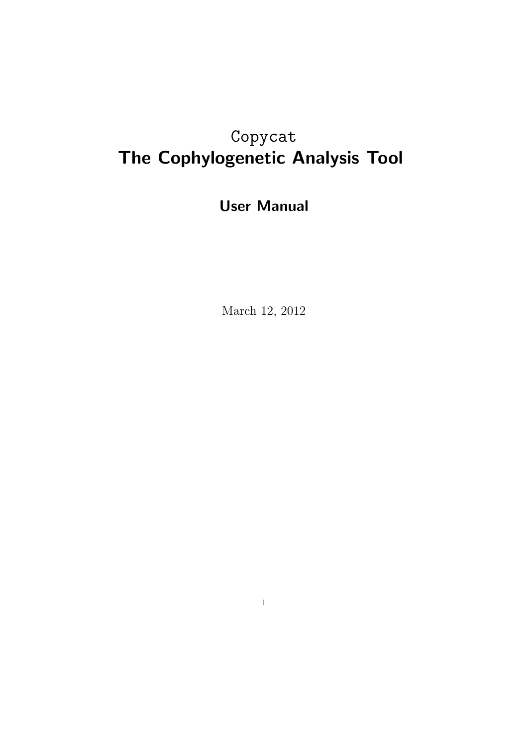# `Copycat`
# The Cophylogenetic Analysis Tool

## User Manual

March 12, 2012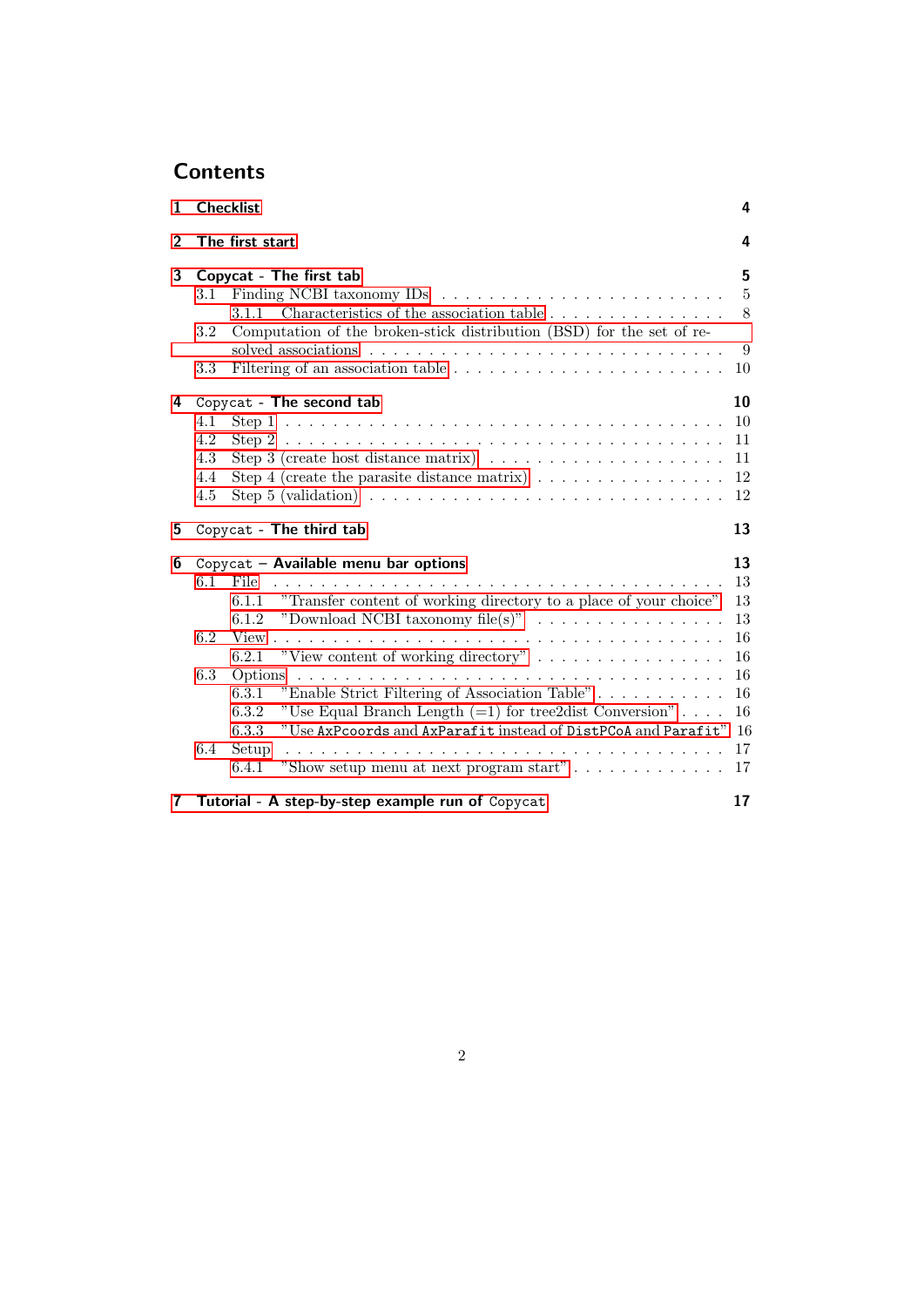# Contents

- 1 Checklist 4
- 2 The first start 4
- 3 Copycat - The first tab 5
  - 3.1 Finding NCBI taxonomy IDs 5
    - 3.1.1 Characteristics of the association table 8
  - 3.2 Computation of the broken-stick distribution (BSD) for the set of resolved associations 9
  - 3.3 Filtering of an association table 10
- 4 Copycat - The second tab 10
  - 4.1 Step 1 10
  - 4.2 Step 2 11
  - 4.3 Step 3 (create host distance matrix) 11
  - 4.4 Step 4 (create the parasite distance matrix) 12
  - 4.5 Step 5 (validation) 12
- 5 Copycat - The third tab 13
- 6 Copycat – Available menu bar options 13
  - 6.1 File 13
    - 6.1.1 "Transfer content of working directory to a place of your choice" 13
    - 6.1.2 "Download NCBI taxonomy file(s)" 13
  - 6.2 View 16
    - 6.2.1 "View content of working directory" 16
  - 6.3 Options 16
    - 6.3.1 "Enable Strict Filtering of Association Table" 16
    - 6.3.2 "Use Equal Branch Length (=1) for tree2dist Conversion" 16
    - 6.3.3 "Use `AxPcoords` and `AxParafit` instead of `DistPCoA` and `Parafit`" 16
  - 6.4 Setup 17
    - 6.4.1 "Show setup menu at next program start" 17
- 7 Tutorial - A step-by-step example run of Copycat 17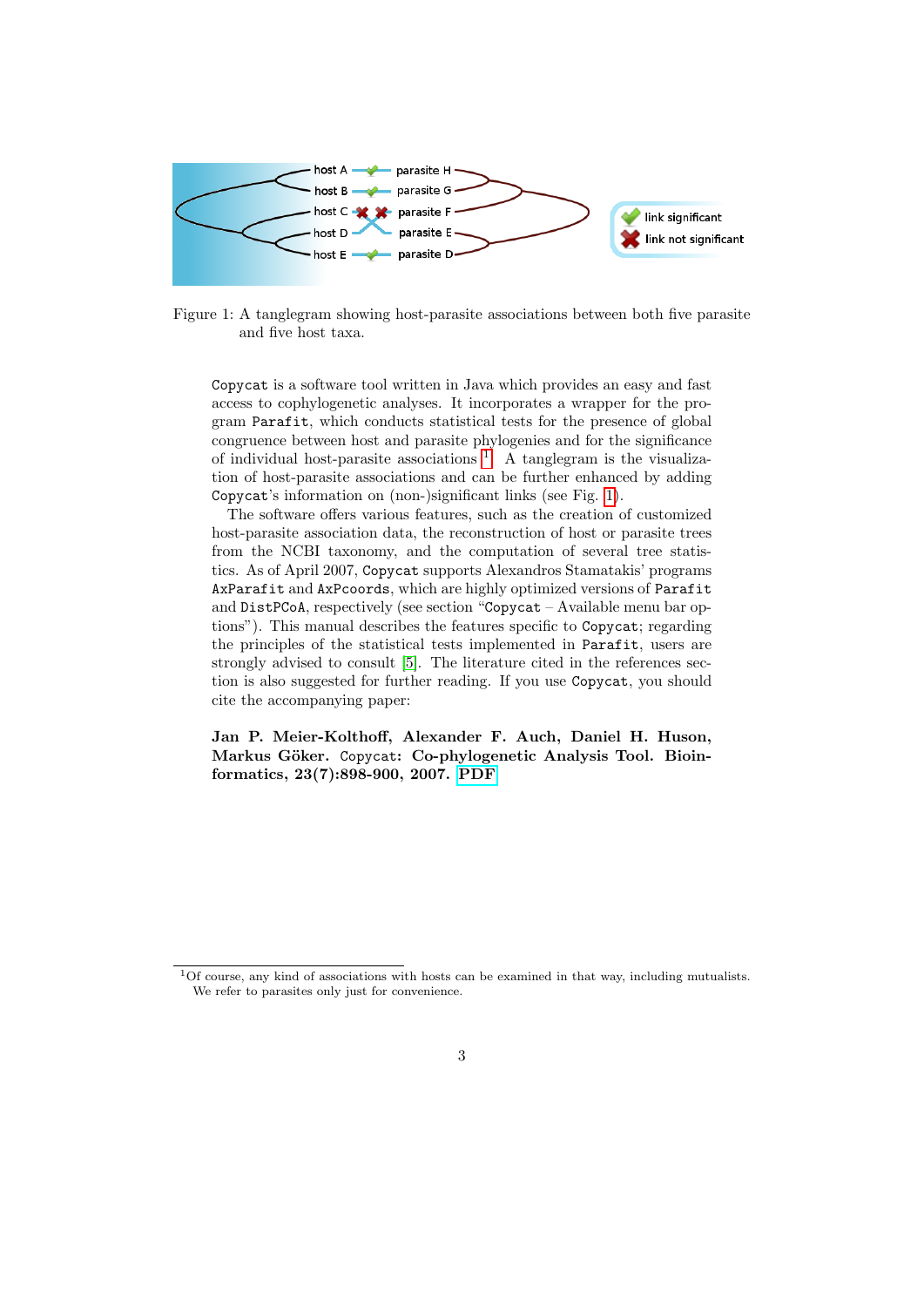Figure 1: A tanglegram showing host-parasite associations between both five parasite and five host taxa.

Copycat is a software tool written in Java which provides an easy and fast access to cophylogenetic analyses. It incorporates a wrapper for the program Parafit, which conducts statistical tests for the presence of global congruence between host and parasite phylogenies and for the significance of individual host-parasite associations [1]. A tanglegram is the visualization of host-parasite associations and can be further enhanced by adding Copycat's information on (non-)significant links (see Fig. 1).

The software offers various features, such as the creation of customized host-parasite association data, the reconstruction of host or parasite trees from the NCBI taxonomy, and the computation of several tree statistics. As of April 2007, Copycat supports Alexandros Stamatakis' programs AxParafit and AxPcoords, which are highly optimized versions of Parafit and DistPCoA, respectively (see section "Copycat – Available menu bar options"). This manual describes the features specific to Copycat; regarding the principles of the statistical tests implemented in Parafit, users are strongly advised to consult [5]. The literature cited in the references section is also suggested for further reading. If you use Copycat, you should cite the accompanying paper:

**Jan P. Meier-Kolthoff, Alexander F. Auch, Daniel H. Huson, Markus Göker. Copycat: Co-phylogenetic Analysis Tool. Bioinformatics, 23(7):898-900, 2007. PDF**

[1] Of course, any kind of associations with hosts can be examined in that way, including mutualists. We refer to parasites only just for convenience.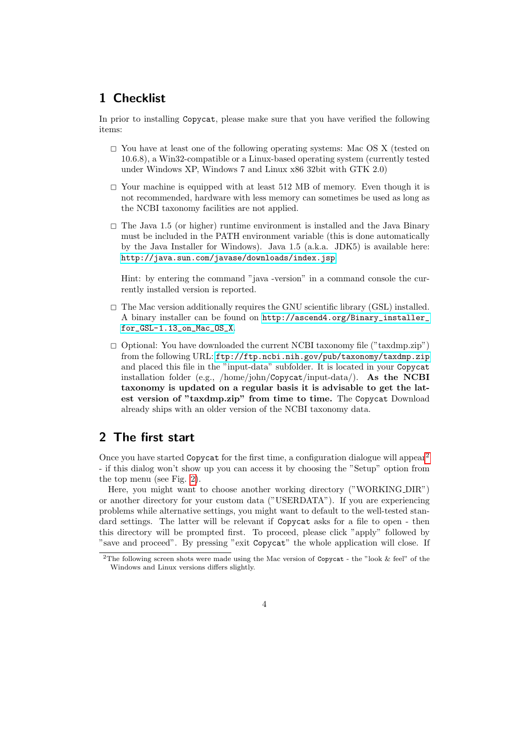# 1 Checklist

In prior to installing `Copycat`, please make sure that you have verified the following items:

- ☐ You have at least one of the following operating systems: Mac OS X (tested on 10.6.8), a Win32-compatible or a Linux-based operating system (currently tested under Windows XP, Windows 7 and Linux x86 32bit with GTK 2.0)

- ☐ Your machine is equipped with at least 512 MB of memory. Even though it is not recommended, hardware with less memory can sometimes be used as long as the NCBI taxonomy facilities are not applied.

- ☐ The Java 1.5 (or higher) runtime environment is installed and the Java Binary must be included in the PATH environment variable (this is done automatically by the Java Installer for Windows). Java 1.5 (a.k.a. JDK5) is available here: `http://java.sun.com/javase/downloads/index.jsp`

  Hint: by entering the command "java -version" in a command console the currently installed version is reported.

- ☐ The Mac version additionally requires the GNU scientific library (GSL) installed. A binary installer can be found on `http://ascend4.org/Binary_installer_for_GSL-1.13_on_Mac_OS_X`.

- ☐ Optional: You have downloaded the current NCBI taxonomy file ("taxdmp.zip") from the following URL: `ftp://ftp.ncbi.nih.gov/pub/taxonomy/taxdmp.zip` and placed this file in the "input-data" subfolder. It is located in your `Copycat` installation folder (e.g., /home/john/`Copycat`/input-data/). **As the NCBI taxonomy is updated on a regular basis it is advisable to get the latest version of "taxdmp.zip" from time to time.** The `Copycat` Download already ships with an older version of the NCBI taxonomy data.

# 2 The first start

Once you have started `Copycat` for the first time, a configuration dialogue will appear[2] - if this dialog won't show up you can access it by choosing the "Setup" option from the top menu (see Fig. 2).

Here, you might want to choose another working directory ("WORKING_DIR") or another directory for your custom data ("USERDATA"). If you are experiencing problems while alternative settings, you might want to default to the well-tested standard settings. The latter will be relevant if `Copycat` asks for a file to open - then this directory will be prompted first. To proceed, please click "apply" followed by "save and proceed". By pressing "exit `Copycat`" the whole application will close. If

[2] The following screen shots were made using the Mac version of `Copycat` - the "look & feel" of the Windows and Linux versions differs slightly.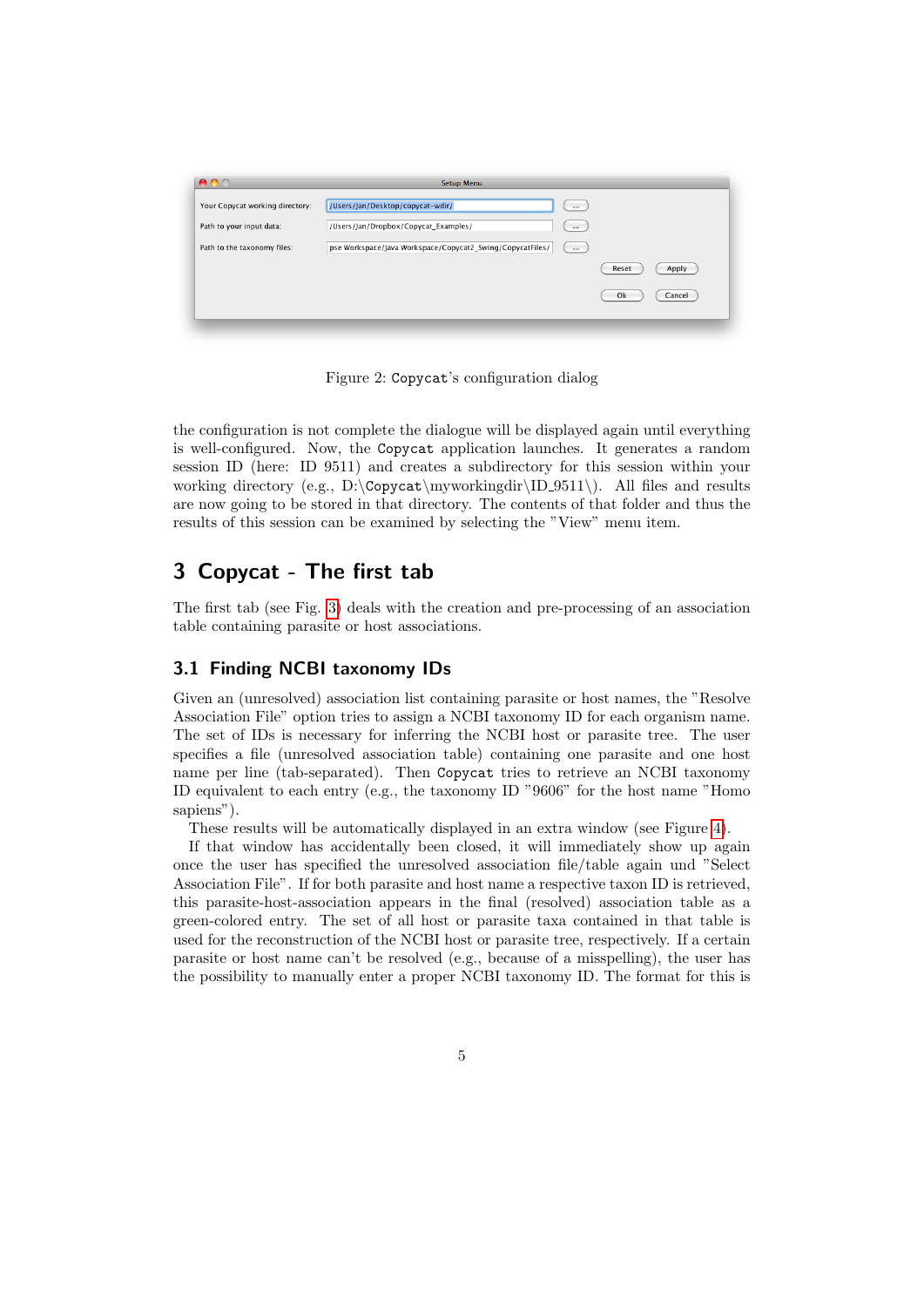Figure 2: Copycat's configuration dialog

the configuration is not complete the dialogue will be displayed again until everything is well-configured. Now, the Copycat application launches. It generates a random session ID (here: ID 9511) and creates a subdirectory for this session within your working directory (e.g., D:\Copycat\myworkingdir\ID_9511\). All files and results are now going to be stored in that directory. The contents of that folder and thus the results of this session can be examined by selecting the "View" menu item.

# 3 Copycat - The first tab

The first tab (see Fig. 3) deals with the creation and pre-processing of an association table containing parasite or host associations.

## 3.1 Finding NCBI taxonomy IDs

Given an (unresolved) association list containing parasite or host names, the "Resolve Association File" option tries to assign a NCBI taxonomy ID for each organism name. The set of IDs is necessary for inferring the NCBI host or parasite tree. The user specifies a file (unresolved association table) containing one parasite and one host name per line (tab-separated). Then Copycat tries to retrieve an NCBI taxonomy ID equivalent to each entry (e.g., the taxonomy ID "9606" for the host name "Homo sapiens").

These results will be automatically displayed in an extra window (see Figure 4).

If that window has accidentally been closed, it will immediately show up again once the user has specified the unresolved association file/table again und "Select Association File". If for both parasite and host name a respective taxon ID is retrieved, this parasite-host-association appears in the final (resolved) association table as a green-colored entry. The set of all host or parasite taxa contained in that table is used for the reconstruction of the NCBI host or parasite tree, respectively. If a certain parasite or host name can't be resolved (e.g., because of a misspelling), the user has the possibility to manually enter a proper NCBI taxonomy ID. The format for this is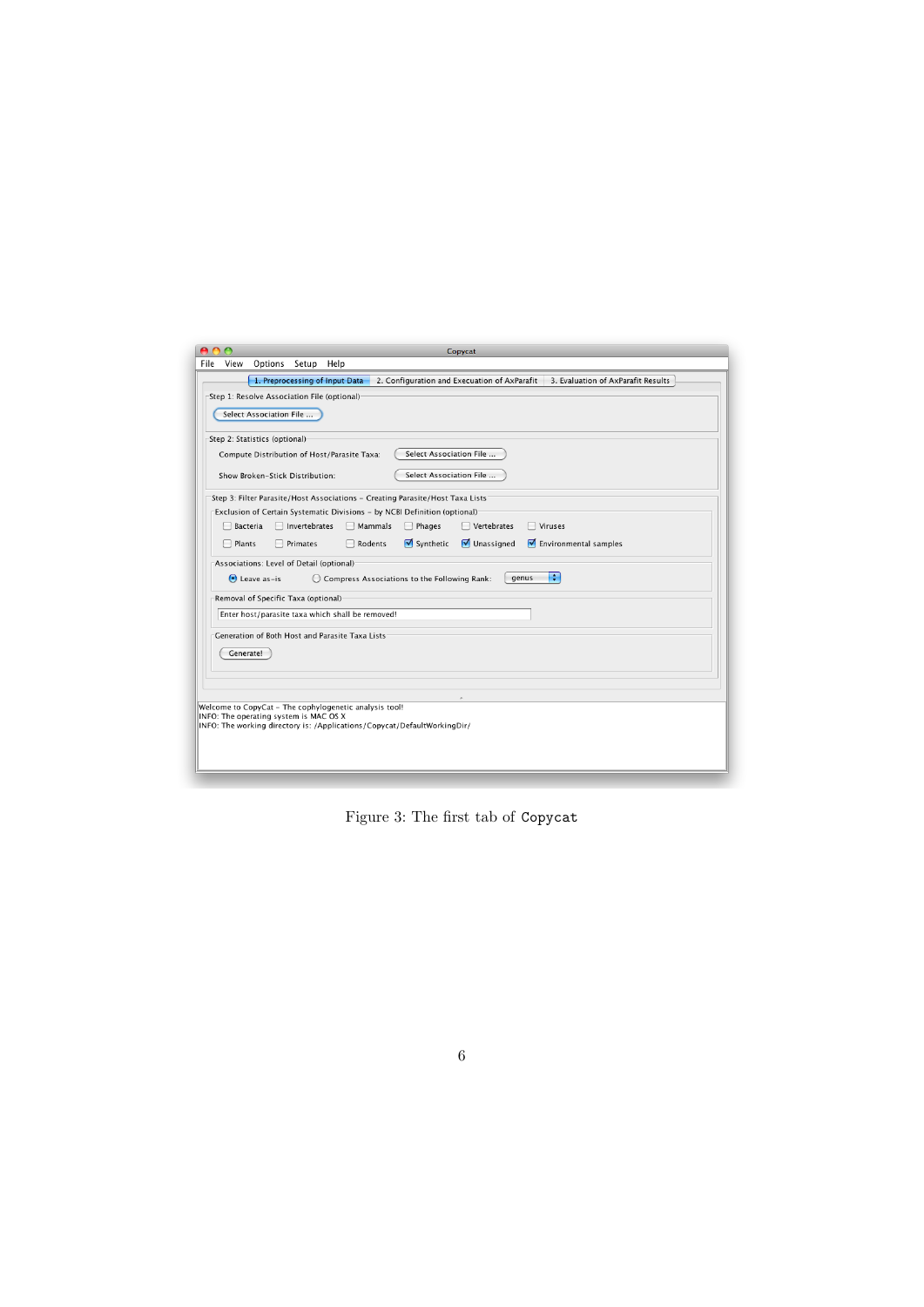Figure 3: The first tab of Copycat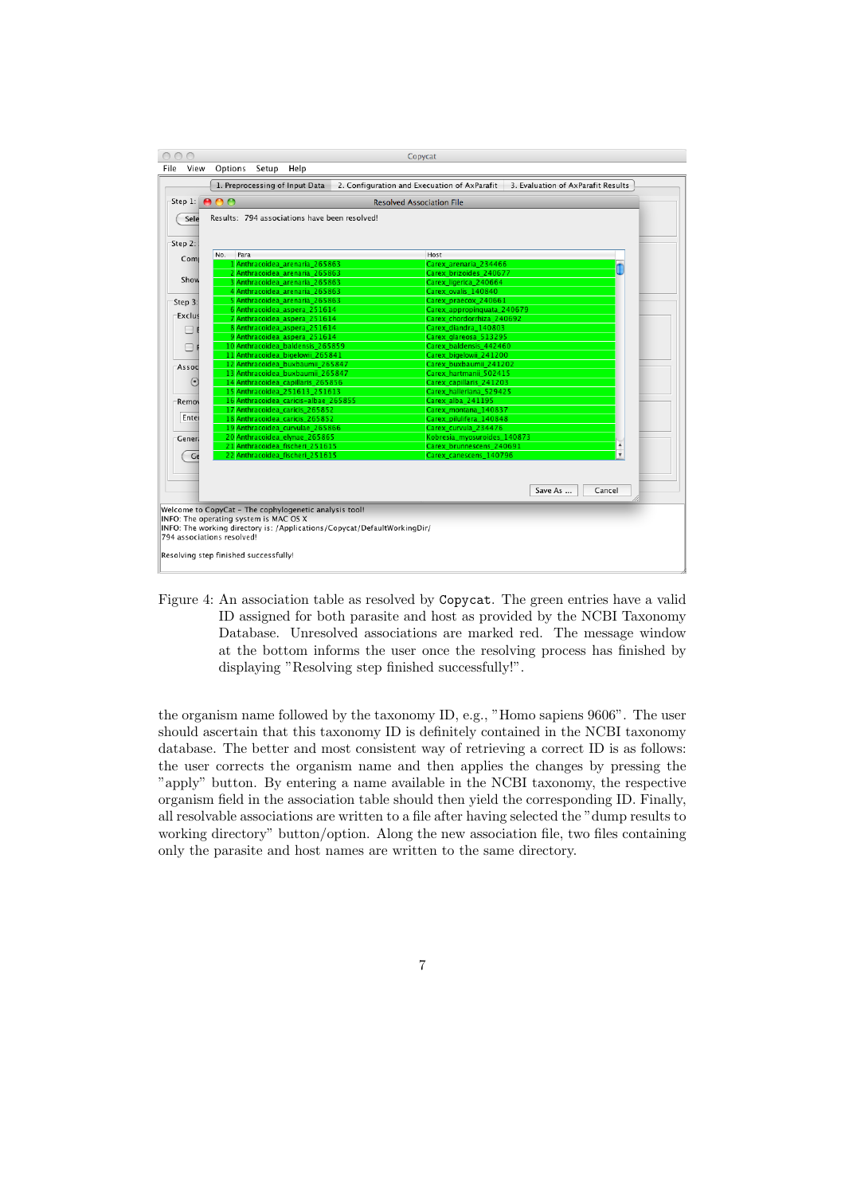Figure 4: An association table as resolved by `Copycat`. The green entries have a valid ID assigned for both parasite and host as provided by the NCBI Taxonomy Database. Unresolved associations are marked red. The message window at the bottom informs the user once the resolving process has finished by displaying "Resolving step finished successfully!".

the organism name followed by the taxonomy ID, e.g., "Homo sapiens 9606". The user should ascertain that this taxonomy ID is definitely contained in the NCBI taxonomy database. The better and most consistent way of retrieving a correct ID is as follows: the user corrects the organism name and then applies the changes by pressing the "apply" button. By entering a name available in the NCBI taxonomy, the respective organism field in the association table should then yield the corresponding ID. Finally, all resolvable associations are written to a file after having selected the "dump results to working directory" button/option. Along the new association file, two files containing only the parasite and host names are written to the same directory.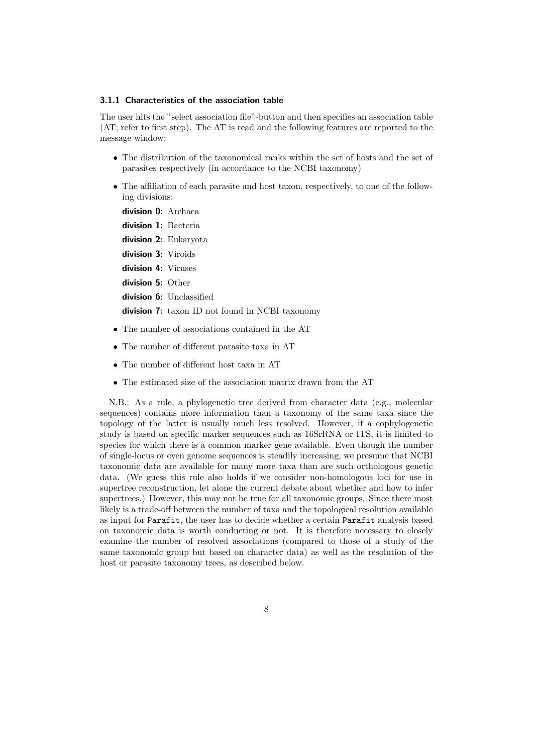### 3.1.1 Characteristics of the association table

The user hits the "select association file"-button and then specifies an association table (AT; refer to first step). The AT is read and the following features are reported to the message window:

- The distribution of the taxonomical ranks within the set of hosts and the set of parasites respectively (in accordance to the NCBI taxonomy)
- The affiliation of each parasite and host taxon, respectively, to one of the following divisions:

  **division 0:** Archaea

  **division 1:** Bacteria

  **division 2:** Eukaryota

  **division 3:** Viroids

  **division 4:** Viruses

  **division 5:** Other

  **division 6:** Unclassified

  **division 7:** taxon ID not found in NCBI taxonomy

- The number of associations contained in the AT
- The number of different parasite taxa in AT
- The number of different host taxa in AT
- The estimated size of the association matrix drawn from the AT

N.B.: As a rule, a phylogenetic tree derived from character data (e.g., molecular sequences) contains more information than a taxonomy of the same taxa since the topology of the latter is usually much less resolved. However, if a cophylogenetic study is based on specific marker sequences such as 16SrRNA or ITS, it is limited to species for which there is a common marker gene available. Even though the number of single-locus or even genome sequences is steadily increasing, we presume that NCBI taxonomic data are available for many more taxa than are such orthologous genetic data. (We guess this rule also holds if we consider non-homologous loci for use in supertree reconstruction, let alone the current debate about whether and how to infer supertrees.) However, this may not be true for all taxonomic groups. Since there most likely is a trade-off between the number of taxa and the topological resolution available as input for `Parafit`, the user has to decide whether a certain `Parafit` analysis based on taxonomic data is worth conducting or not. It is therefore necessary to closely examine the number of resolved associations (compared to those of a study of the same taxonomic group but based on character data) as well as the resolution of the host or parasite taxonomy trees, as described below.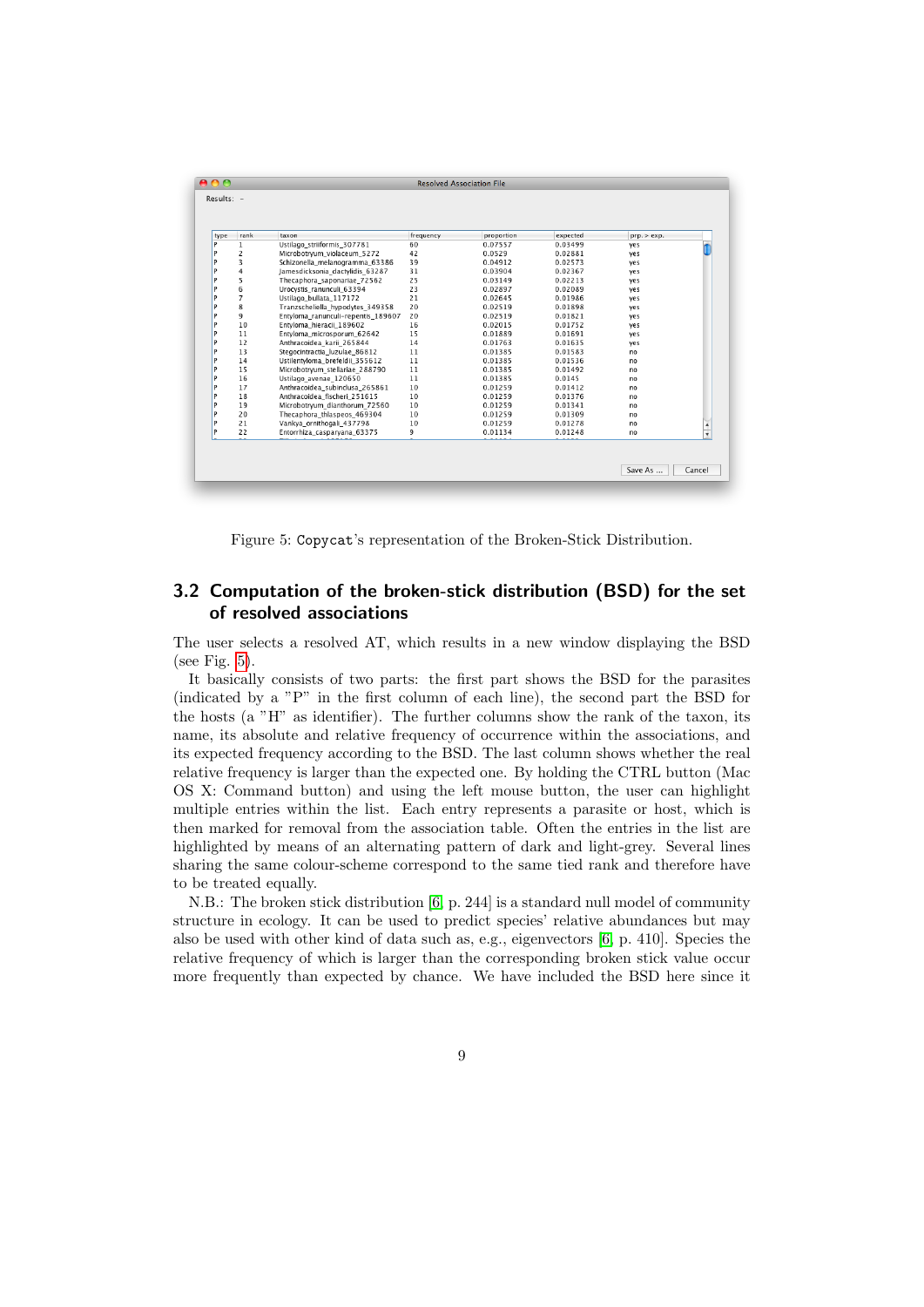Resolved Association File

Results: -

| type | rank | taxon | frequency | proportion | expected | prp. > exp. |
|---|---|---|---|---|---|---|
| P | 1 | Ustilago_striiformis_307781 | 60 | 0.07557 | 0.03499 | yes |
| P | 2 | Microbotryum_violaceum_5272 | 42 | 0.0529 | 0.02881 | yes |
| P | 3 | Schizonella_melanogramma_63386 | 39 | 0.04912 | 0.02573 | yes |
| P | 4 | Jamesdicksonia_dactylidis_63287 | 31 | 0.03904 | 0.02367 | yes |
| P | 5 | Thecaphora_saponariae_72562 | 25 | 0.03149 | 0.02213 | yes |
| P | 6 | Urocystis_ranunculi_63394 | 23 | 0.02897 | 0.02089 | yes |
| P | 7 | Ustilago_bullata_117172 | 21 | 0.02645 | 0.01986 | yes |
| P | 8 | Tranzscheliella_hypodytes_349358 | 20 | 0.02519 | 0.01898 | yes |
| P | 9 | Entyloma_ranunculi-repentis_189607 | 20 | 0.02519 | 0.01821 | yes |
| P | 10 | Entyloma_hieracii_189602 | 16 | 0.02015 | 0.01752 | yes |
| P | 11 | Entyloma_microsporum_62642 | 15 | 0.01889 | 0.01691 | yes |
| P | 12 | Anthracoidea_karii_265844 | 14 | 0.01763 | 0.01635 | yes |
| P | 13 | Stegocintractia_luzulae_86812 | 11 | 0.01385 | 0.01583 | no |
| P | 14 | Ustilentyloma_brefeldii_355612 | 11 | 0.01385 | 0.01536 | no |
| P | 15 | Microbotryum_stellariae_288790 | 11 | 0.01385 | 0.01492 | no |
| P | 16 | Ustilago_avenae_120650 | 11 | 0.01385 | 0.0145 | no |
| P | 17 | Anthracoidea_subinclusa_265861 | 10 | 0.01259 | 0.01412 | no |
| P | 18 | Anthracoidea_fischeri_251615 | 10 | 0.01259 | 0.01376 | no |
| P | 19 | Microbotryum_dianthorum_72560 | 10 | 0.01259 | 0.01341 | no |
| P | 20 | Thecaphora_thlaspeos_469304 | 10 | 0.01259 | 0.01309 | no |
| P | 21 | Vankya_ornithogali_437798 | 10 | 0.01259 | 0.01278 | no |
| P | 22 | Entorrhiza_casparyana_63375 | 9 | 0.01134 | 0.01248 | no |

Save As ... Cancel

Figure 5: Copycat's representation of the Broken-Stick Distribution.

## 3.2 Computation of the broken-stick distribution (BSD) for the set of resolved associations

The user selects a resolved AT, which results in a new window displaying the BSD (see Fig. 5).

It basically consists of two parts: the first part shows the BSD for the parasites (indicated by a "P" in the first column of each line), the second part the BSD for the hosts (a "H" as identifier). The further columns show the rank of the taxon, its name, its absolute and relative frequency of occurrence within the associations, and its expected frequency according to the BSD. The last column shows whether the real relative frequency is larger than the expected one. By holding the CTRL button (Mac OS X: Command button) and using the left mouse button, the user can highlight multiple entries within the list. Each entry represents a parasite or host, which is then marked for removal from the association table. Often the entries in the list are highlighted by means of an alternating pattern of dark and light-grey. Several lines sharing the same colour-scheme correspond to the same tied rank and therefore have to be treated equally.

N.B.: The broken stick distribution [6, p. 244] is a standard null model of community structure in ecology. It can be used to predict species' relative abundances but may also be used with other kind of data such as, e.g., eigenvectors [6, p. 410]. Species the relative frequency of which is larger than the corresponding broken stick value occur more frequently than expected by chance. We have included the BSD here since it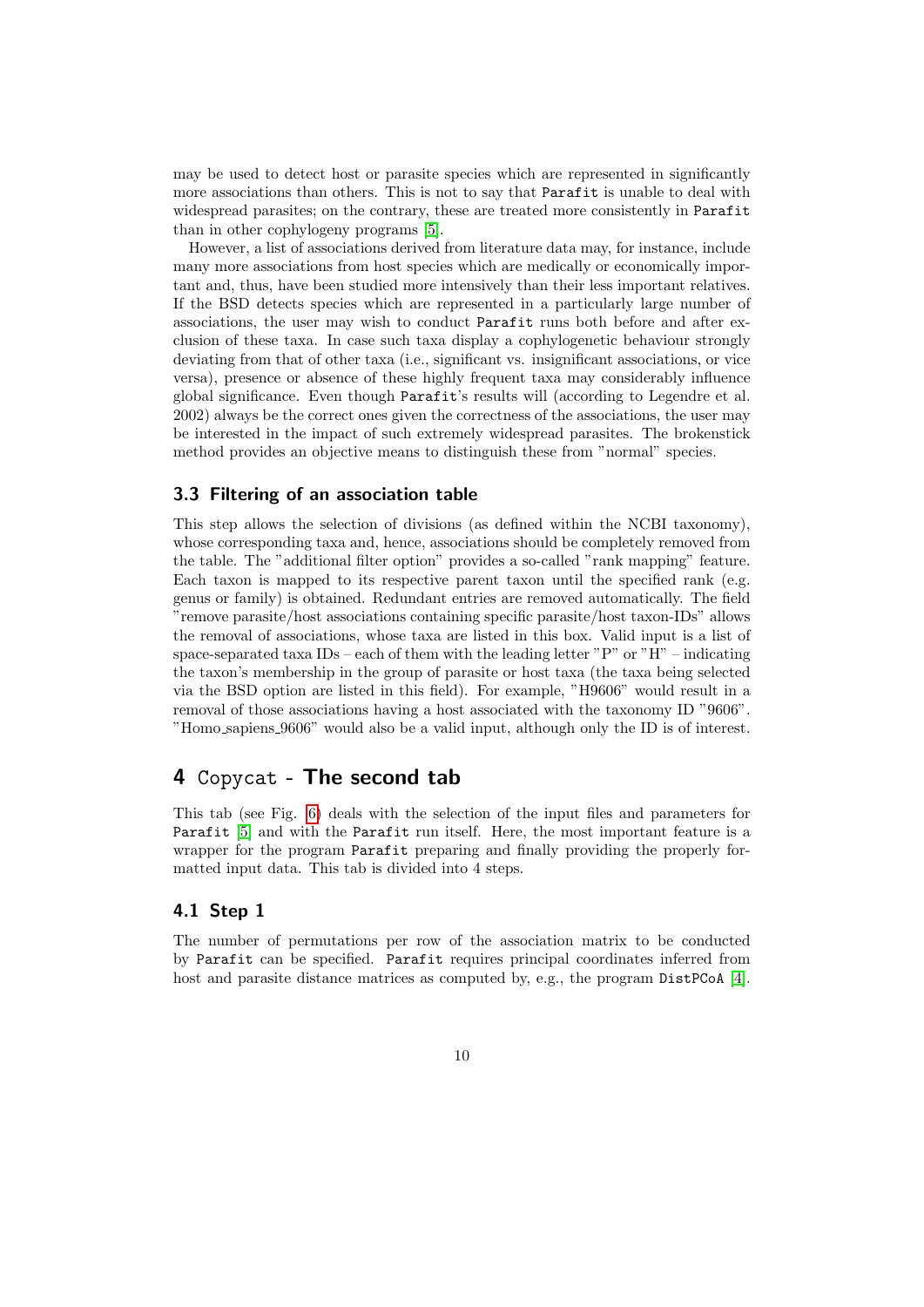may be used to detect host or parasite species which are represented in significantly more associations than others. This is not to say that Parafit is unable to deal with widespread parasites; on the contrary, these are treated more consistently in Parafit than in other cophylogeny programs [5].

However, a list of associations derived from literature data may, for instance, include many more associations from host species which are medically or economically important and, thus, have been studied more intensively than their less important relatives. If the BSD detects species which are represented in a particularly large number of associations, the user may wish to conduct Parafit runs both before and after exclusion of these taxa. In case such taxa display a cophylogenetic behaviour strongly deviating from that of other taxa (i.e., significant vs. insignificant associations, or vice versa), presence or absence of these highly frequent taxa may considerably influence global significance. Even though Parafit's results will (according to Legendre et al. 2002) always be the correct ones given the correctness of the associations, the user may be interested in the impact of such extremely widespread parasites. The brokenstick method provides an objective means to distinguish these from "normal" species.

### 3.3 Filtering of an association table

This step allows the selection of divisions (as defined within the NCBI taxonomy), whose corresponding taxa and, hence, associations should be completely removed from the table. The "additional filter option" provides a so-called "rank mapping" feature. Each taxon is mapped to its respective parent taxon until the specified rank (e.g. genus or family) is obtained. Redundant entries are removed automatically. The field "remove parasite/host associations containing specific parasite/host taxon-IDs" allows the removal of associations, whose taxa are listed in this box. Valid input is a list of space-separated taxa IDs – each of them with the leading letter "P" or "H" – indicating the taxon's membership in the group of parasite or host taxa (the taxa being selected via the BSD option are listed in this field). For example, "H9606" would result in a removal of those associations having a host associated with the taxonomy ID "9606". "Homo_sapiens_9606" would also be a valid input, although only the ID is of interest.

## 4 Copycat - The second tab

This tab (see Fig. 6) deals with the selection of the input files and parameters for Parafit [5] and with the Parafit run itself. Here, the most important feature is a wrapper for the program Parafit preparing and finally providing the properly formatted input data. This tab is divided into 4 steps.

### 4.1 Step 1

The number of permutations per row of the association matrix to be conducted by Parafit can be specified. Parafit requires principal coordinates inferred from host and parasite distance matrices as computed by, e.g., the program DistPCoA [4].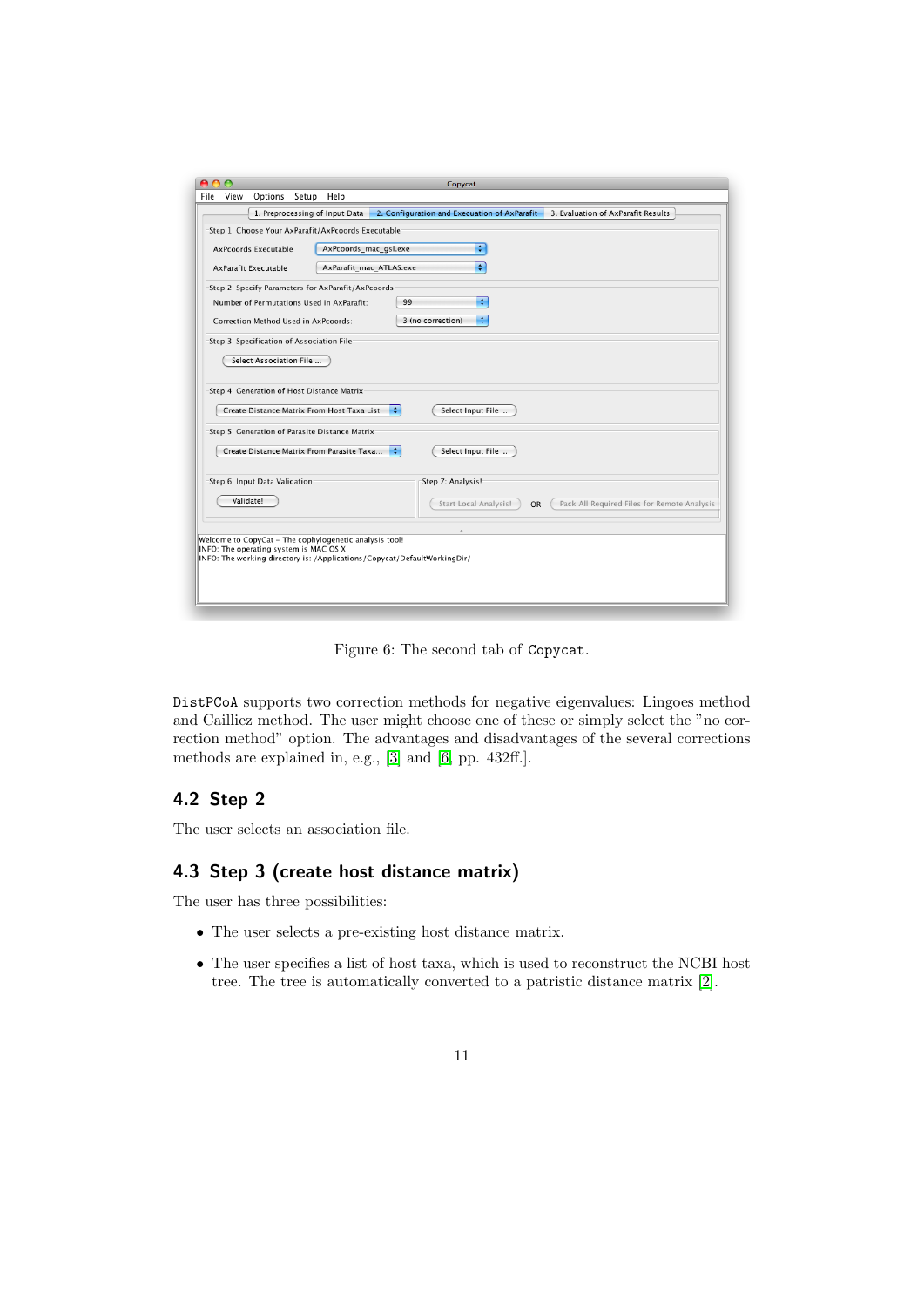Figure 6: The second tab of Copycat.

DistPCoA supports two correction methods for negative eigenvalues: Lingoes method and Cailliez method. The user might choose one of these or simply select the "no correction method" option. The advantages and disadvantages of the several corrections methods are explained in, e.g., [3] and [6, pp. 432ff.].

## 4.2 Step 2

The user selects an association file.

## 4.3 Step 3 (create host distance matrix)

The user has three possibilities:

- The user selects a pre-existing host distance matrix.
- The user specifies a list of host taxa, which is used to reconstruct the NCBI host tree. The tree is automatically converted to a patristic distance matrix [2].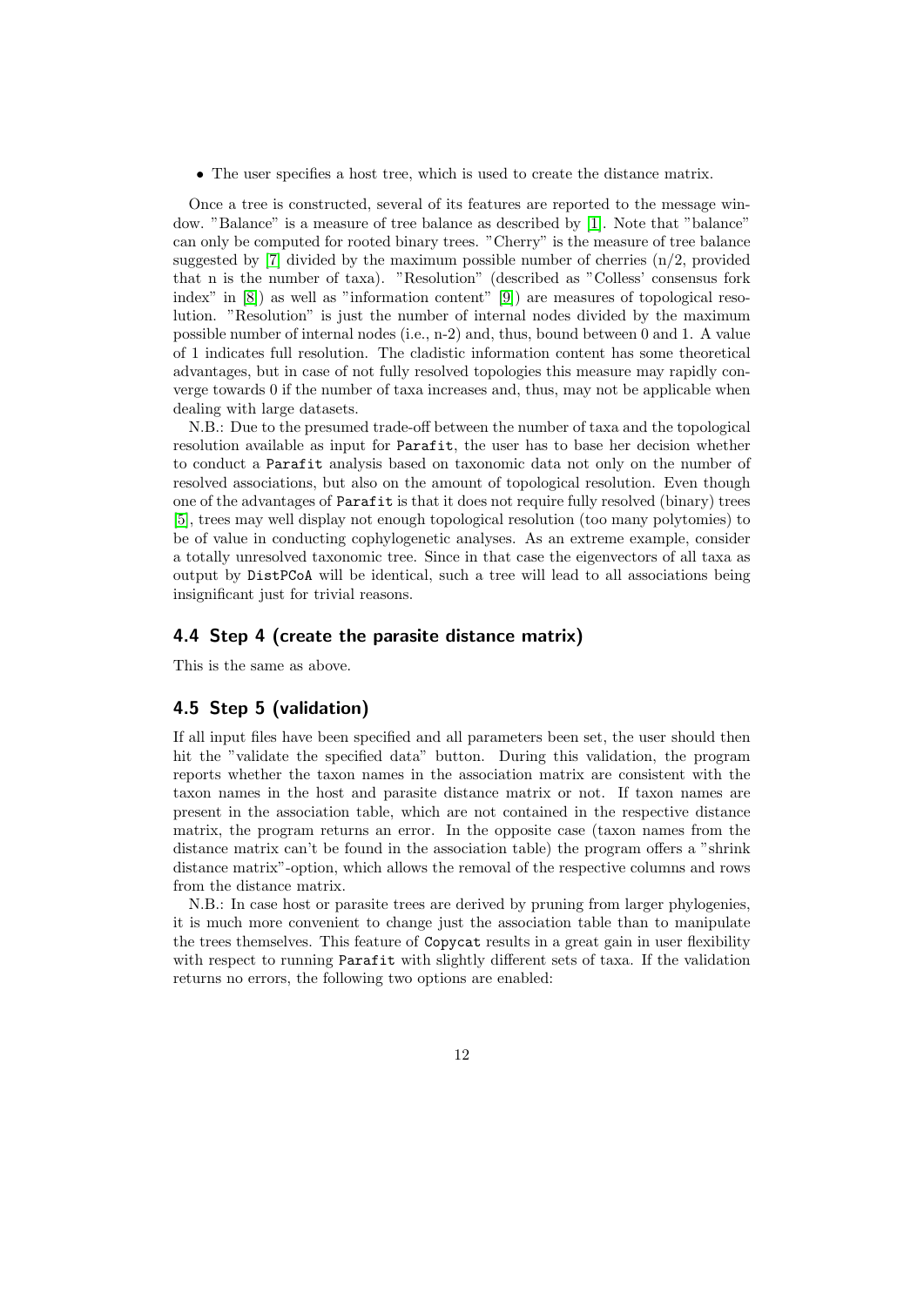- The user specifies a host tree, which is used to create the distance matrix.

Once a tree is constructed, several of its features are reported to the message window. "Balance" is a measure of tree balance as described by [1]. Note that "balance" can only be computed for rooted binary trees. "Cherry" is the measure of tree balance suggested by [7] divided by the maximum possible number of cherries (n/2, provided that n is the number of taxa). "Resolution" (described as "Colless' consensus fork index" in [8]) as well as "information content" [9]) are measures of topological resolution. "Resolution" is just the number of internal nodes divided by the maximum possible number of internal nodes (i.e., n-2) and, thus, bound between 0 and 1. A value of 1 indicates full resolution. The cladistic information content has some theoretical advantages, but in case of not fully resolved topologies this measure may rapidly converge towards 0 if the number of taxa increases and, thus, may not be applicable when dealing with large datasets.

N.B.: Due to the presumed trade-off between the number of taxa and the topological resolution available as input for `Parafit`, the user has to base her decision whether to conduct a `Parafit` analysis based on taxonomic data not only on the number of resolved associations, but also on the amount of topological resolution. Even though one of the advantages of `Parafit` is that it does not require fully resolved (binary) trees [5], trees may well display not enough topological resolution (too many polytomies) to be of value in conducting cophylogenetic analyses. As an extreme example, consider a totally unresolved taxonomic tree. Since in that case the eigenvectors of all taxa as output by `DistPCoA` will be identical, such a tree will lead to all associations being insignificant just for trivial reasons.

### 4.4 Step 4 (create the parasite distance matrix)

This is the same as above.

### 4.5 Step 5 (validation)

If all input files have been specified and all parameters been set, the user should then hit the "validate the specified data" button. During this validation, the program reports whether the taxon names in the association matrix are consistent with the taxon names in the host and parasite distance matrix or not. If taxon names are present in the association table, which are not contained in the respective distance matrix, the program returns an error. In the opposite case (taxon names from the distance matrix can't be found in the association table) the program offers a "shrink distance matrix"-option, which allows the removal of the respective columns and rows from the distance matrix.

N.B.: In case host or parasite trees are derived by pruning from larger phylogenies, it is much more convenient to change just the association table than to manipulate the trees themselves. This feature of `Copycat` results in a great gain in user flexibility with respect to running `Parafit` with slightly different sets of taxa. If the validation returns no errors, the following two options are enabled: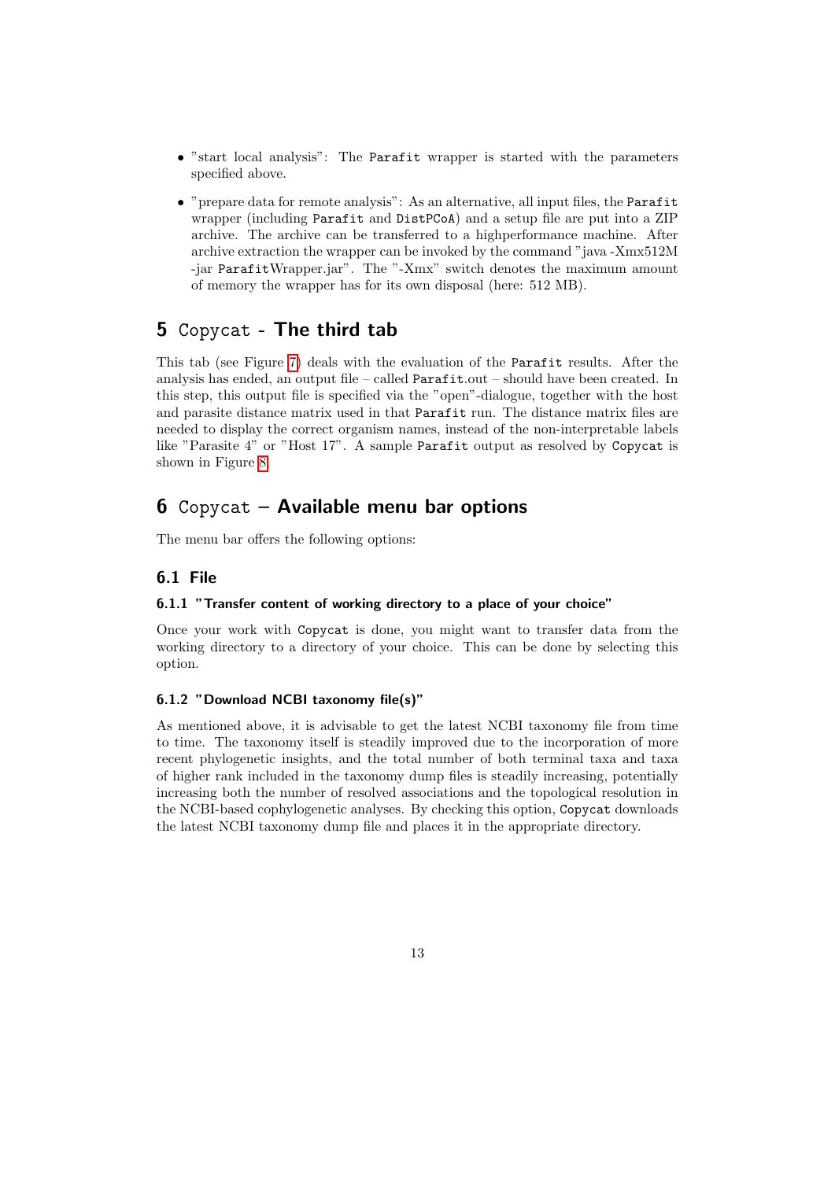- "start local analysis": The `Parafit` wrapper is started with the parameters specified above.
- "prepare data for remote analysis": As an alternative, all input files, the `Parafit` wrapper (including `Parafit` and `DistPCoA`) and a setup file are put into a ZIP archive. The archive can be transferred to a highperformance machine. After archive extraction the wrapper can be invoked by the command "java -Xmx512M -jar `Parafit`Wrapper.jar". The "-Xmx" switch denotes the maximum amount of memory the wrapper has for its own disposal (here: 512 MB).

## 5 `Copycat` - The third tab

This tab (see Figure 7) deals with the evaluation of the `Parafit` results. After the analysis has ended, an output file – called `Parafit`.out – should have been created. In this step, this output file is specified via the "open"-dialogue, together with the host and parasite distance matrix used in that `Parafit` run. The distance matrix files are needed to display the correct organism names, instead of the non-interpretable labels like "Parasite 4" or "Host 17". A sample `Parafit` output as resolved by `Copycat` is shown in Figure 8.

## 6 `Copycat` – Available menu bar options

The menu bar offers the following options:

### 6.1 File

#### 6.1.1 "Transfer content of working directory to a place of your choice"

Once your work with `Copycat` is done, you might want to transfer data from the working directory to a directory of your choice. This can be done by selecting this option.

#### 6.1.2 "Download NCBI taxonomy file(s)"

As mentioned above, it is advisable to get the latest NCBI taxonomy file from time to time. The taxonomy itself is steadily improved due to the incorporation of more recent phylogenetic insights, and the total number of both terminal taxa and taxa of higher rank included in the taxonomy dump files is steadily increasing, potentially increasing both the number of resolved associations and the topological resolution in the NCBI-based cophylogenetic analyses. By checking this option, `Copycat` downloads the latest NCBI taxonomy dump file and places it in the appropriate directory.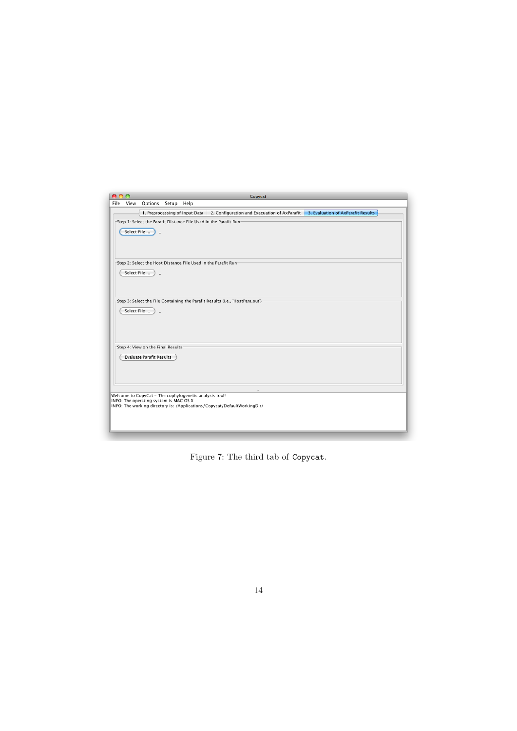Figure 7: The third tab of Copycat.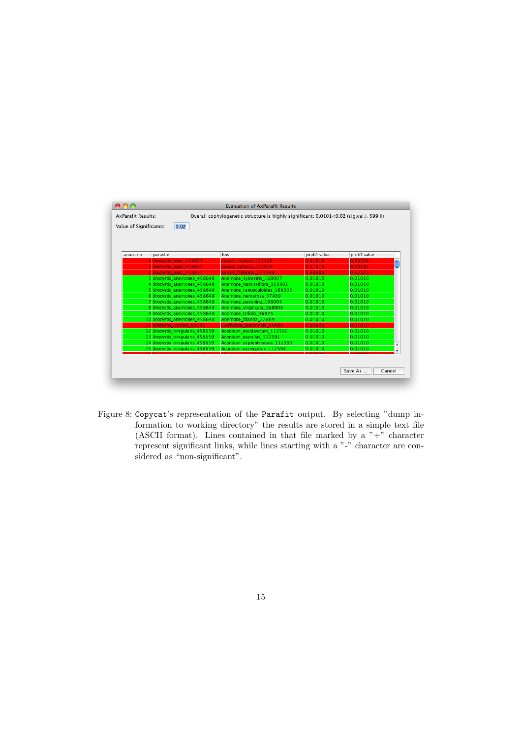Evaluation of AxParafit Results

AxParafit Results: Overall cophylogenetic structure is highly significant: 0.0101<0.02 (sig.val.). 599 lir

Value of Significance: 0.02

| assoc. no. | parasite | host | prob1 value | prob2 value |
| --- | --- | --- | --- | --- |
| 0 | Urocystis_junci_458657 | Juncus_arcticus_253145 | 0.51515 | 0.53535 |
| 1 | Urocystis_junci_458657 | Juncus_balticus_223655 | 0.51515 | 0.53535 |
| 2 | Urocystis_junci_458657 | Juncus_filiformis_253148 | 0.48485 | 0.52525 |
| 3 | Urocystis_anemones_458648 | Anemone_sylvestris_168007 | 0.01010 | 0.01010 |
| 4 | Urocystis_anemones_458648 | Anemone_narcissiflora_168002 | 0.01010 | 0.01010 |
| 5 | Urocystis_anemones_458648 | Anemone_ranunculoides_168005 | 0.01010 | 0.01010 |
| 6 | Urocystis_anemones_458648 | Anemone_nemorosa_37489 | 0.01010 | 0.01010 |
| 7 | Urocystis_anemones_458648 | Anemone_pavonina_168004 | 0.01010 | 0.01010 |
| 8 | Urocystis_anemones_458648 | Anemone_virginiana_168008 | 0.01010 | 0.01010 |
| 9 | Urocystis_anemones_458648 | Anemone_trifolia_46975 | 0.01010 | 0.01010 |
| 10 | Urocystis_anemones_458648 | Anemone_blanda_22869 | 0.01010 | 0.01010 |
| 11 | Urocystis_colchici_63393 | Colchicum_autumnale_45005 | 0.02020 | 0.01010 |
| 12 | Urocystis_irregularis_458659 | Aconitum_moldavicum_112590 | 0.01010 | 0.01010 |
| 13 | Urocystis_irregularis_458659 | Aconitum_napellus_112591 | 0.01010 | 0.01010 |
| 14 | Urocystis_irregularis_458659 | Aconitum_septentrionale_112593 | 0.01010 | 0.01010 |
| 15 | Urocystis_irregularis_458659 | Aconitum_variegatum_112594 | 0.01010 | 0.01010 |

Save As ... Cancel

Figure 8: Copycat's representation of the Parafit output. By selecting "dump information to working directory" the results are stored in a simple text file (ASCII format). Lines contained in that file marked by a "+" character represent significant links, while lines starting with a "-" character are considered as "non-significant".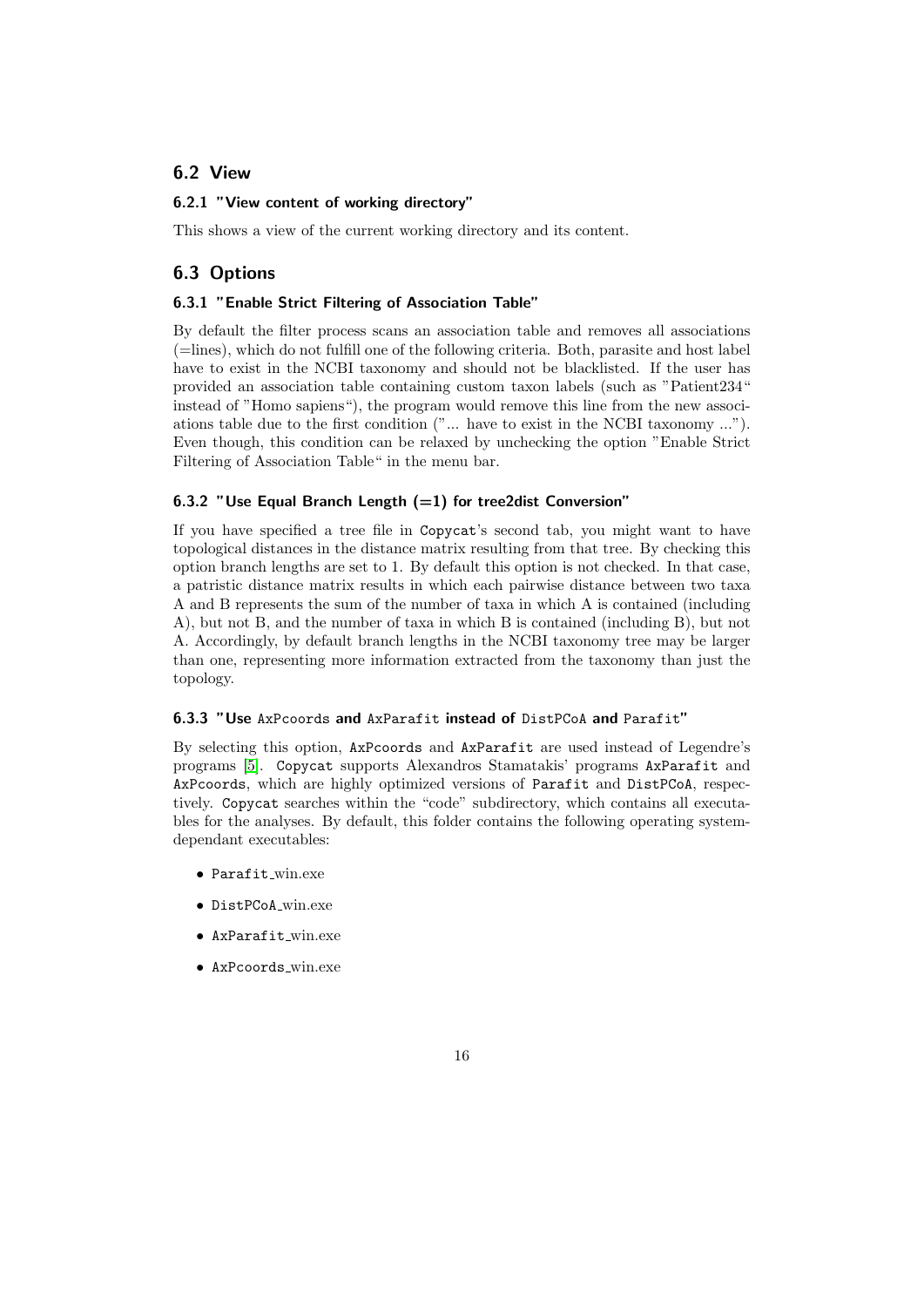## 6.2 View

### 6.2.1 "View content of working directory"

This shows a view of the current working directory and its content.

## 6.3 Options

### 6.3.1 "Enable Strict Filtering of Association Table"

By default the filter process scans an association table and removes all associations (=lines), which do not fulfill one of the following criteria. Both, parasite and host label have to exist in the NCBI taxonomy and should not be blacklisted. If the user has provided an association table containing custom taxon labels (such as "Patient234" instead of "Homo sapiens"), the program would remove this line from the new associations table due to the first condition ("... have to exist in the NCBI taxonomy ..."). Even though, this condition can be relaxed by unchecking the option "Enable Strict Filtering of Association Table" in the menu bar.

### 6.3.2 "Use Equal Branch Length (=1) for tree2dist Conversion"

If you have specified a tree file in `Copycat`'s second tab, you might want to have topological distances in the distance matrix resulting from that tree. By checking this option branch lengths are set to 1. By default this option is not checked. In that case, a patristic distance matrix results in which each pairwise distance between two taxa A and B represents the sum of the number of taxa in which A is contained (including A), but not B, and the number of taxa in which B is contained (including B), but not A. Accordingly, by default branch lengths in the NCBI taxonomy tree may be larger than one, representing more information extracted from the taxonomy than just the topology.

### 6.3.3 "Use `AxPcoords` and `AxParafit` instead of `DistPCoA` and `Parafit`"

By selecting this option, `AxPcoords` and `AxParafit` are used instead of Legendre's programs [5]. `Copycat` supports Alexandros Stamatakis' programs `AxParafit` and `AxPcoords`, which are highly optimized versions of `Parafit` and `DistPCoA`, respectively. `Copycat` searches within the "code" subdirectory, which contains all executables for the analyses. By default, this folder contains the following operating system-dependant executables:

- `Parafit`_win.exe
- `DistPCoA`_win.exe
- `AxParafit`_win.exe
- `AxPcoords`_win.exe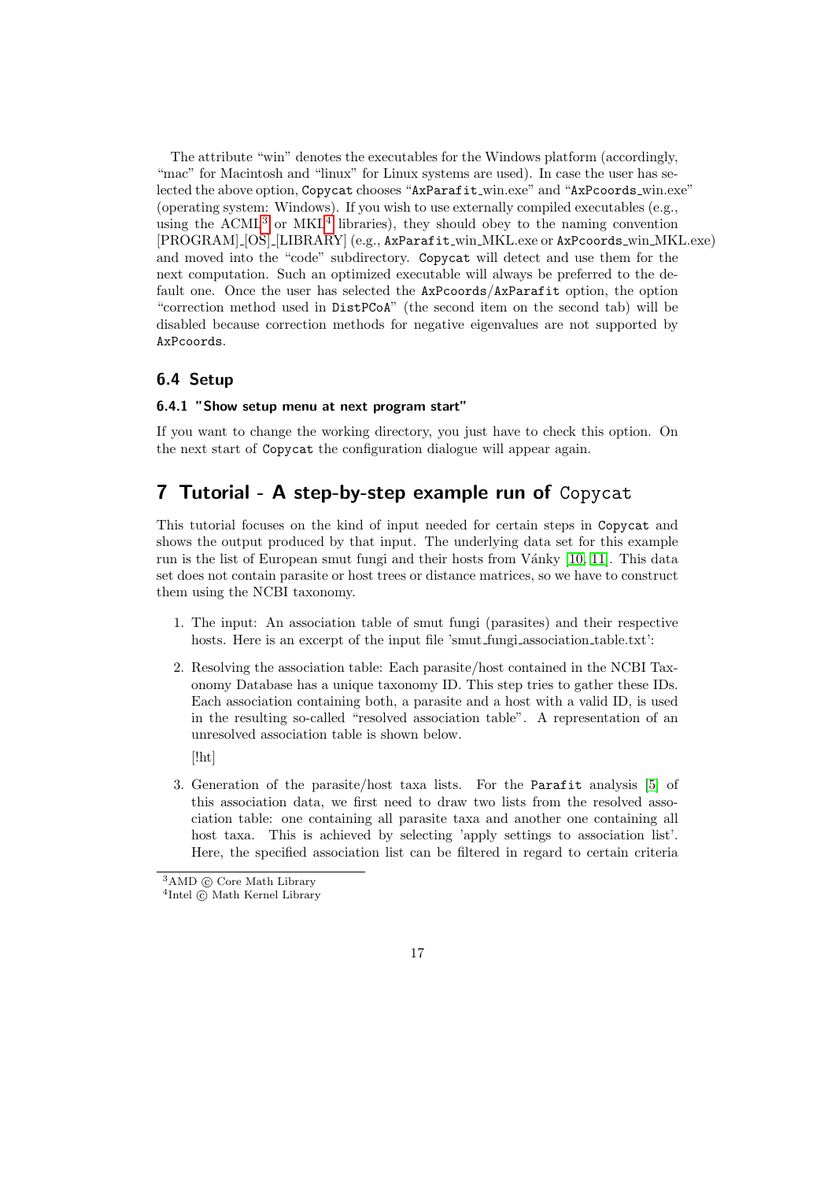The attribute "win" denotes the executables for the Windows platform (accordingly, "mac" for Macintosh and "linux" for Linux systems are used). In case the user has selected the above option, `Copycat` chooses "`AxParafit`_win.exe" and "`AxPcoords`_win.exe" (operating system: Windows). If you wish to use externally compiled executables (e.g., using the ACML[3] or MKL[4] libraries), they should obey to the naming convention [PROGRAM]_[OS]_[LIBRARY] (e.g., `AxParafit`_win_MKL.exe or `AxPcoords`_win_MKL.exe) and moved into the "code" subdirectory. `Copycat` will detect and use them for the next computation. Such an optimized executable will always be preferred to the default one. Once the user has selected the `AxPcoords`/`AxParafit` option, the option "correction method used in `DistPCoA`" (the second item on the second tab) will be disabled because correction methods for negative eigenvalues are not supported by `AxPcoords`.

### 6.4 Setup

#### 6.4.1 "Show setup menu at next program start"

If you want to change the working directory, you just have to check this option. On the next start of `Copycat` the configuration dialogue will appear again.

## 7 Tutorial - A step-by-step example run of `Copycat`

This tutorial focuses on the kind of input needed for certain steps in `Copycat` and shows the output produced by that input. The underlying data set for this example run is the list of European smut fungi and their hosts from Vánky [10, 11]. This data set does not contain parasite or host trees or distance matrices, so we have to construct them using the NCBI taxonomy.

1. The input: An association table of smut fungi (parasites) and their respective hosts. Here is an excerpt of the input file 'smut_fungi_association_table.txt':

2. Resolving the association table: Each parasite/host contained in the NCBI Taxonomy Database has a unique taxonomy ID. This step tries to gather these IDs. Each association containing both, a parasite and a host with a valid ID, is used in the resulting so-called "resolved association table". A representation of an unresolved association table is shown below.

   [!ht]

3. Generation of the parasite/host taxa lists. For the `Parafit` analysis [5] of this association data, we first need to draw two lists from the resolved association table: one containing all parasite taxa and another one containing all host taxa. This is achieved by selecting 'apply settings to association list'. Here, the specified association list can be filtered in regard to certain criteria

---

[3] AMD © Core Math Library

[4] Intel © Math Kernel Library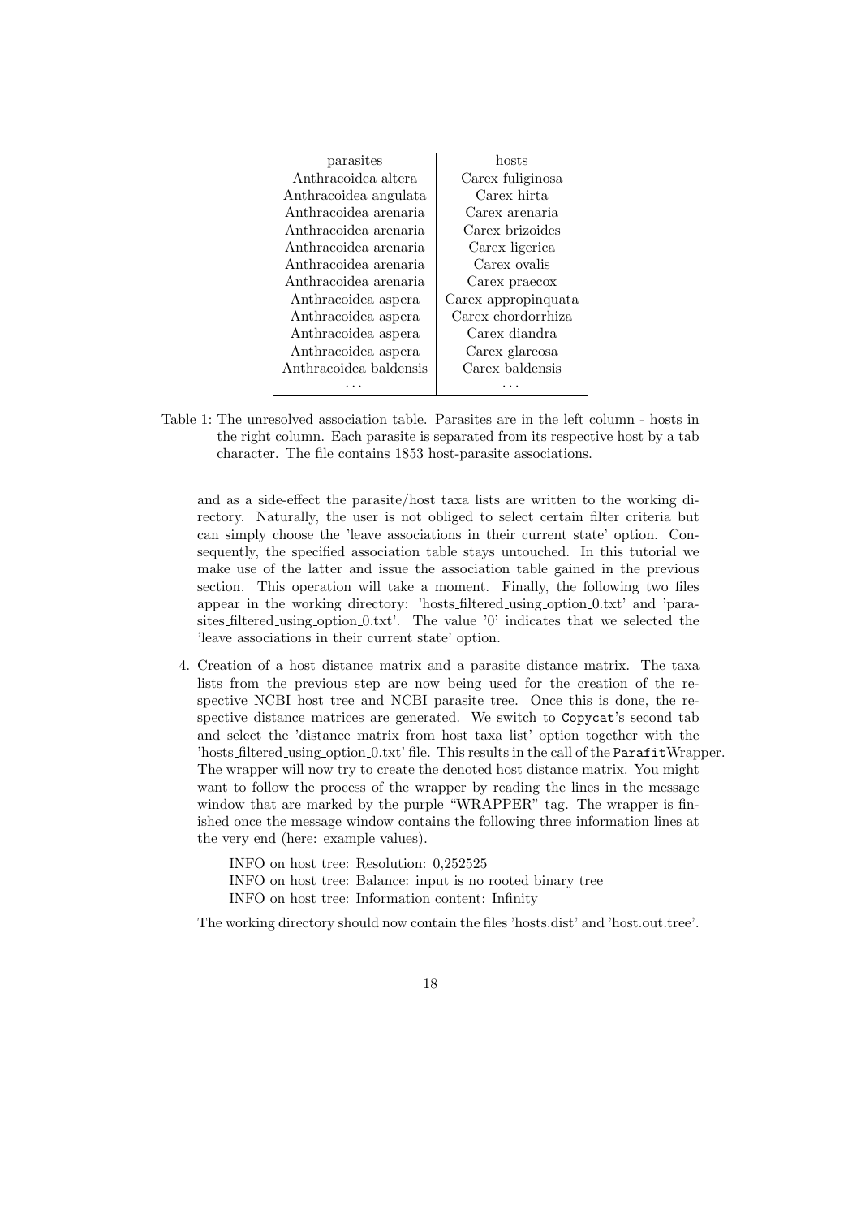| parasites | hosts |
|---|---|
| Anthracoidea altera | Carex fuliginosa |
| Anthracoidea angulata | Carex hirta |
| Anthracoidea arenaria | Carex arenaria |
| Anthracoidea arenaria | Carex brizoides |
| Anthracoidea arenaria | Carex ligerica |
| Anthracoidea arenaria | Carex ovalis |
| Anthracoidea arenaria | Carex praecox |
| Anthracoidea aspera | Carex appropinquata |
| Anthracoidea aspera | Carex chordorrhiza |
| Anthracoidea aspera | Carex diandra |
| Anthracoidea aspera | Carex glareosa |
| Anthracoidea baldensis | Carex baldensis |
| ... | ... |

Table 1: The unresolved association table. Parasites are in the left column - hosts in the right column. Each parasite is separated from its respective host by a tab character. The file contains 1853 host-parasite associations.

and as a side-effect the parasite/host taxa lists are written to the working directory. Naturally, the user is not obliged to select certain filter criteria but can simply choose the 'leave associations in their current state' option. Consequently, the specified association table stays untouched. In this tutorial we make use of the latter and issue the association table gained in the previous section. This operation will take a moment. Finally, the following two files appear in the working directory: 'hosts_filtered_using_option_0.txt' and 'parasites_filtered_using_option_0.txt'. The value '0' indicates that we selected the 'leave associations in their current state' option.

4. Creation of a host distance matrix and a parasite distance matrix. The taxa lists from the previous step are now being used for the creation of the respective NCBI host tree and NCBI parasite tree. Once this is done, the respective distance matrices are generated. We switch to `Copycat`'s second tab and select the 'distance matrix from host taxa list' option together with the 'hosts_filtered_using_option_0.txt' file. This results in the call of the `Parafit`Wrapper. The wrapper will now try to create the denoted host distance matrix. You might want to follow the process of the wrapper by reading the lines in the message window that are marked by the purple "WRAPPER" tag. The wrapper is finished once the message window contains the following three information lines at the very end (here: example values).

   INFO on host tree: Resolution: 0,252525
   INFO on host tree: Balance: input is no rooted binary tree
   INFO on host tree: Information content: Infinity

   The working directory should now contain the files 'hosts.dist' and 'host.out.tree'.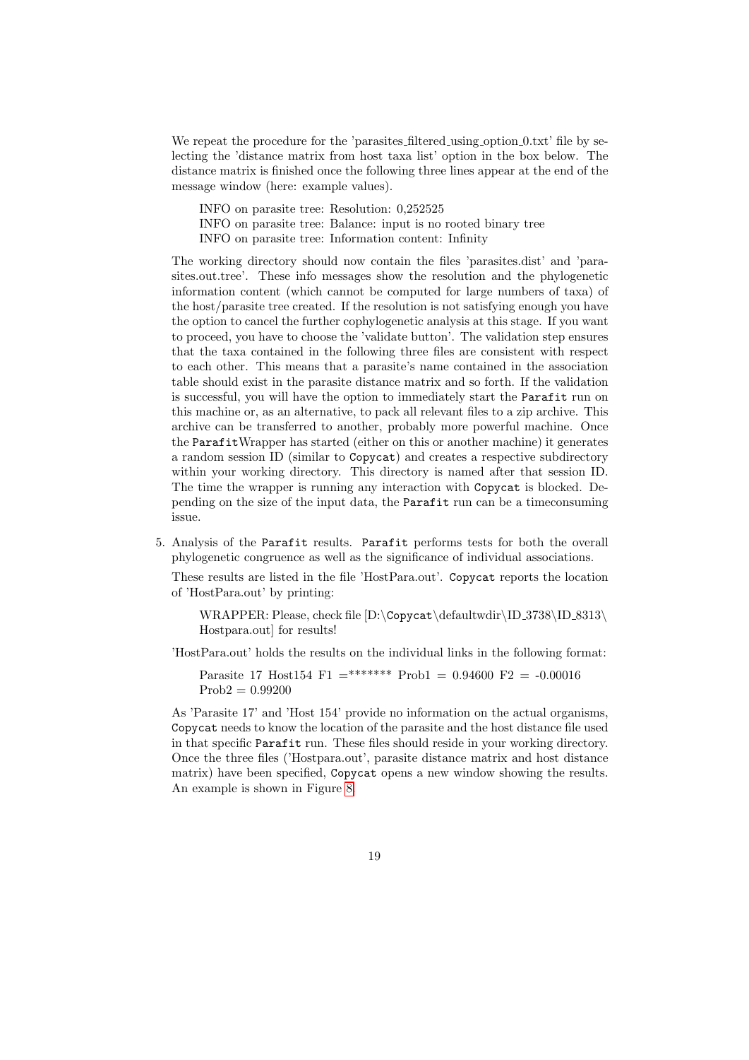We repeat the procedure for the 'parasites_filtered_using_option_0.txt' file by selecting the 'distance matrix from host taxa list' option in the box below. The distance matrix is finished once the following three lines appear at the end of the message window (here: example values).

> INFO on parasite tree: Resolution: 0,252525
> INFO on parasite tree: Balance: input is no rooted binary tree
> INFO on parasite tree: Information content: Infinity

The working directory should now contain the files 'parasites.dist' and 'parasites.out.tree'. These info messages show the resolution and the phylogenetic information content (which cannot be computed for large numbers of taxa) of the host/parasite tree created. If the resolution is not satisfying enough you have the option to cancel the further cophylogenetic analysis at this stage. If you want to proceed, you have to choose the 'validate button'. The validation step ensures that the taxa contained in the following three files are consistent with respect to each other. This means that a parasite's name contained in the association table should exist in the parasite distance matrix and so forth. If the validation is successful, you will have the option to immediately start the `Parafit` run on this machine or, as an alternative, to pack all relevant files to a zip archive. This archive can be transferred to another, probably more powerful machine. Once the `Parafit`Wrapper has started (either on this or another machine) it generates a random session ID (similar to `Copycat`) and creates a respective subdirectory within your working directory. This directory is named after that session ID. The time the wrapper is running any interaction with `Copycat` is blocked. Depending on the size of the input data, the `Parafit` run can be a timeconsuming issue.

5. Analysis of the `Parafit` results. `Parafit` performs tests for both the overall phylogenetic congruence as well as the significance of individual associations.

   These results are listed in the file 'HostPara.out'. `Copycat` reports the location of 'HostPara.out' by printing:

   > WRAPPER: Please, check file [D:\Copycat\defaultwdir\ID_3738\ID_8313\Hostpara.out] for results!

   'HostPara.out' holds the results on the individual links in the following format:

   > Parasite 17 Host154 F1 =******* Prob1 = 0.94600 F2 = -0.00016 Prob2 = 0.99200

   As 'Parasite 17' and 'Host 154' provide no information on the actual organisms, `Copycat` needs to know the location of the parasite and the host distance file used in that specific `Parafit` run. These files should reside in your working directory. Once the three files ('Hostpara.out', parasite distance matrix and host distance matrix) have been specified, `Copycat` opens a new window showing the results. An example is shown in Figure 8.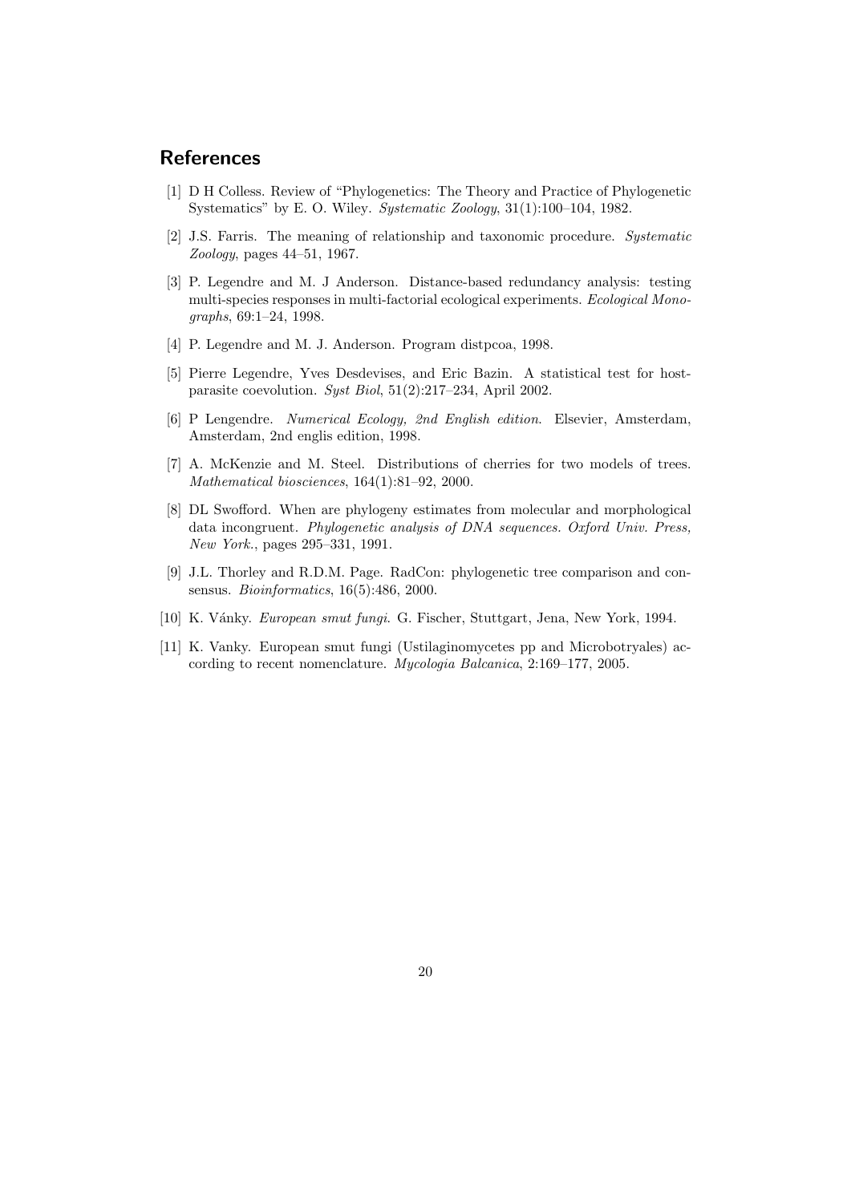## References

[1] D H Colless. Review of "Phylogenetics: The Theory and Practice of Phylogenetic Systematics" by E. O. Wiley. *Systematic Zoology*, 31(1):100–104, 1982.

[2] J.S. Farris. The meaning of relationship and taxonomic procedure. *Systematic Zoology*, pages 44–51, 1967.

[3] P. Legendre and M. J Anderson. Distance-based redundancy analysis: testing multi-species responses in multi-factorial ecological experiments. *Ecological Monographs*, 69:1–24, 1998.

[4] P. Legendre and M. J. Anderson. Program distpcoa, 1998.

[5] Pierre Legendre, Yves Desdevises, and Eric Bazin. A statistical test for host-parasite coevolution. *Syst Biol*, 51(2):217–234, April 2002.

[6] P Lengendre. *Numerical Ecology, 2nd English edition*. Elsevier, Amsterdam, Amsterdam, 2nd englis edition, 1998.

[7] A. McKenzie and M. Steel. Distributions of cherries for two models of trees. *Mathematical biosciences*, 164(1):81–92, 2000.

[8] DL Swofford. When are phylogeny estimates from molecular and morphological data incongruent. *Phylogenetic analysis of DNA sequences. Oxford Univ. Press, New York.*, pages 295–331, 1991.

[9] J.L. Thorley and R.D.M. Page. RadCon: phylogenetic tree comparison and consensus. *Bioinformatics*, 16(5):486, 2000.

[10] K. Vánky. *European smut fungi*. G. Fischer, Stuttgart, Jena, New York, 1994.

[11] K. Vanky. European smut fungi (Ustilaginomycetes pp and Microbotryales) according to recent nomenclature. *Mycologia Balcanica*, 2:169–177, 2005.